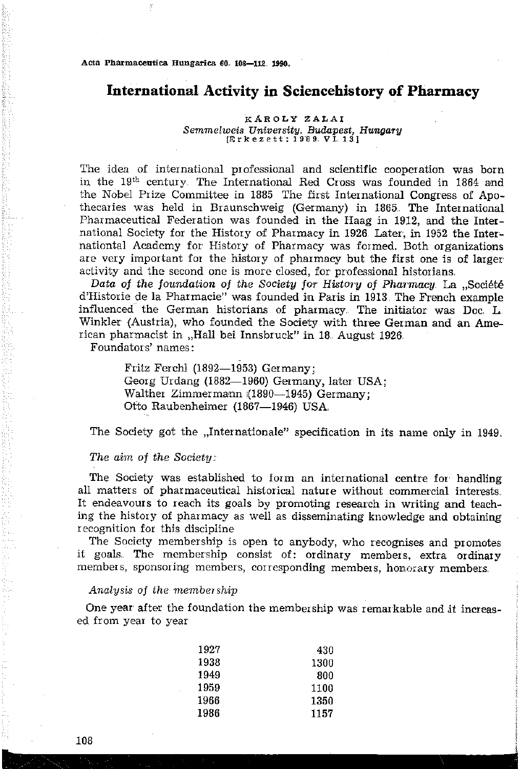# International Activity in Sciencehistory of Pharmacy

KÁROLY ZALAI

*Semmelweis University, Budapest, Hungary*

[Erkezett: 1989. VI. 13]

The idea of international professional and scientific cooperation was born in the $19^{th}$ century. The International Red Cross was founded in 1864 and the Nobel Prize Committee in 1885. The first International Congress of Apothecaries was held in Braunschweig (Germany) in 1865. The International Pharmaceutical Federation was founded in the Haag in 1912, and the International Society for the History of Pharmacy in 1926. Later, in 1952 the Internationtal Academy for History of Pharmacy was formed. Both organizations are very important for the history of pharmacy but the first one is of larger activity and the second one is more closed, for professional historians.

*Data of the foundation of the Society for History of Pharmacy.* La „Société d'Historie de la Pharmacie" was founded in Paris in 1913. The French example influenced the German historians of pharmacy. The initiator was Doc. L. Winkler (Austria), who founded the Society with three German and an American pharmacist in „Hall bei Innsbruck" in 18. August 1926.

Foundators' names:

- Fritz Ferchl (1892—1953) Germany;
- Georg Urdang (1882—1960) Germany, later USA;
- Walther Zimmermann (1890—1945) Germany;
- Otto Raubenheimer (1867—1946) USA.

The Society got the „Internationale" specification in its name only in 1949.

*The aim of the Society:*

The Society was established to form an international centre for handling all matters of pharmaceutical historical nature without commercial interests. It endeavours to reach its goals by promoting research in writing and teaching the history of pharmacy as well as disseminating knowledge and obtaining recognition for this discipline.

The Society membership is open to anybody, who recognises and promotes it goals. The membership consist of: ordinary members, extra ordinary members, sponsoring members, corresponding members, honorary members.

*Analysis of the membership*

One year after the foundation the membership was remarkable and it increased from year to year

| | |
|---|---|
| 1927 | 430 |
| 1938 | 1300 |
| 1949 | 800 |
| 1959 | 1100 |
| 1966 | 1350 |
| 1986 | 1157 |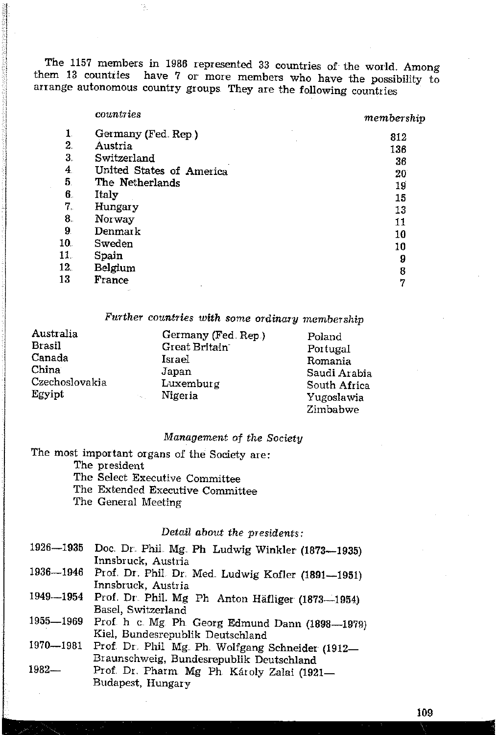The 1157 members in 1986 represented 33 countries of the world. Among them 13 countries have 7 or more members who have the possibility to arrange autonomous country groups They are the following countries

| | *countries* | *membership* |
|---|---|---|
| 1. | Germany (Fed. Rep.) | 812 |
| 2. | Austria | 136 |
| 3. | Switzerland | 36 |
| 4. | United States of America | 20 |
| 5. | The Netherlands | 19 |
| 6. | Italy | 15 |
| 7. | Hungary | 13 |
| 8. | Norway | 11 |
| 9. | Denmark | 10 |
| 10. | Sweden | 10 |
| 11. | Spain | 9 |
| 12. | Belgium | 8 |
| 13. | France | 7 |

*Further countries with some ordinary membership*

Australia
Brasil
Canada
China
Czechoslovakia
Egyipt
Germany (Fed. Rep.)
Great Britain
Israel
Japan
Luxemburg
Nigeria
Poland
Portugal
Romania
Saudi Arabia
South Africa
Yugoslawia
Zimbabwe

*Management of the Society*

The most important organs of the Society are:

The president
The Select Executive Committee
The Extended Executive Committee
The General Meeting

*Detail about the presidents:*

1926—1935 Doc. Dr. Phil. Mg. Ph Ludwig Winkler (1873—1935) Innsbruck, Austria

1936—1946 Prof. Dr. Phil. Dr. Med. Ludwig Kofler (1891—1951) Innsbruck, Austria

1949—1954 Prof. Dr. Phil. Mg Ph Anton Häfliger (1873—1954) Basel, Switzerland

1955—1969 Prof. h. c. Mg. Ph. Georg Edmund Dann (1898—1979) Kiel, Bundesrepublik Deutschland

1970—1981 Prof. Dr. Phil. Mg. Ph. Wolfgang Schneider (1912— Braunschweig, Bundesrepublik Deutschland

1982— Prof. Dr. Pharm. Mg Ph Károly Zalai (1921— Budapest, Hungary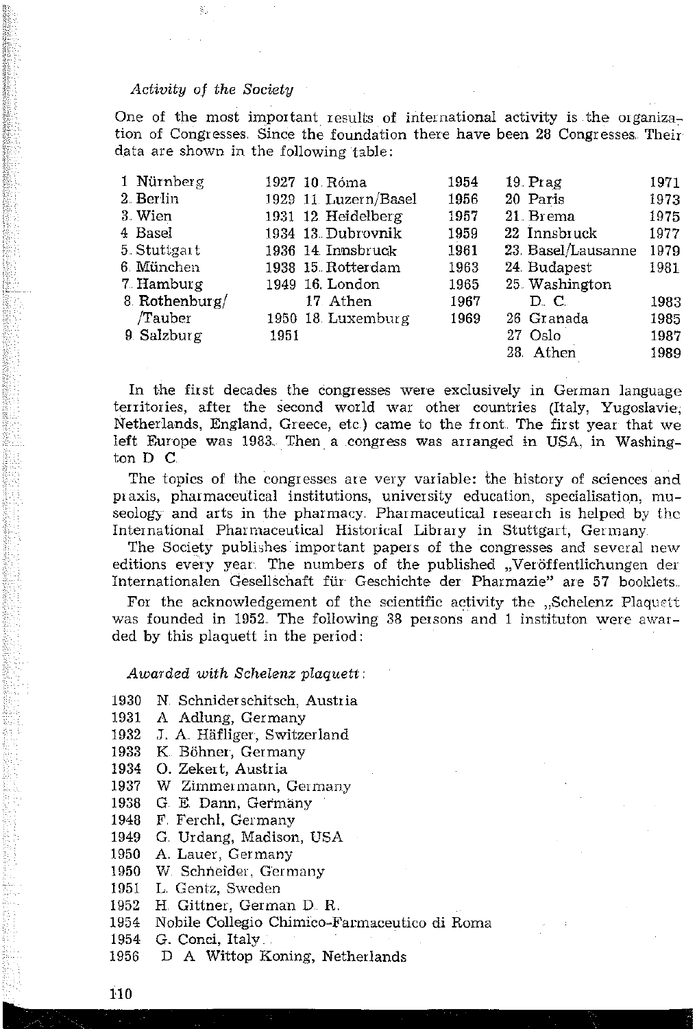*Activity of the Society*

One of the most important results of international activity is the organization of Congresses. Since the foundation there have been 28 Congresses. Their data are shown in the following table:

| | | | | | |
|---|---|---|---|---|---|
| 1 Nürnberg | 1927 | 10. Róma | 1954 | 19. Prag | 1971 |
| 2. Berlin | 1929 | 11. Luzern/Basel | 1956 | 20. Paris | 1973 |
| 3. Wien | 1931 | 12. Heidelberg | 1957 | 21. Brema | 1975 |
| 4 Basel | 1934 | 13. Dubrovnik | 1959 | 22 Innsbruck | 1977 |
| 5. Stuttgart | 1936 | 14. Innsbruck | 1961 | 23. Basel/Lausanne | 1979 |
| 6. München | 1938 | 15. Rotterdam | 1963 | 24. Budapest | 1981 |
| 7. Hamburg | 1949 | 16. London | 1965 | 25. Washington D. C. | 1983 |
| 8. Rothenburg/ /Tauber | 1950 | 17 Athen | 1967 | 26 Granada | 1985 |
| 9. Salzburg | 1951 | 18. Luxemburg | 1969 | 27 Oslo | 1987 |
| | | | | 28. Athen | 1989 |

In the first decades the congresses were exclusively in German language territories, after the second world war other countries (Italy, Yugoslavie, Netherlands, England, Greece, etc.) came to the front. The first year that we left Europe was 1983. Then a congress was arranged in USA, in Washington D. C.

The topics of the congresses are very variable: the history of sciences and praxis, pharmaceutical institutions, university education, specialisation, museology and arts in the pharmacy. Pharmaceutical research is helped by the International Pharmaceutical Historical Library in Stuttgart, Germany.

The Society publishes important papers of the congresses and several new editions every year. The numbers of the published „Veröffentlichungen der Internationalen Gesellschaft für Geschichte der Pharmazie" are 57 booklets.

For the acknowledgement of the scientific activity the „Schelenz Plaquett was founded in 1952. The following 38 persons and 1 instituton were awarded by this plaquett in the period:

*Awarded with Schelenz plaquett:*

1930 N. Schniderschitsch, Austria
1931 A. Adlung, Germany
1932 J. A. Häfliger, Switzerland
1933 K. Böhner, Germany
1934 O. Zekert, Austria
1937 W. Zimmermann, Germany
1938 G. E. Dann, Germany
1948 F. Ferchl, Germany
1949 G. Urdang, Madison, USA
1950 A. Lauer, Germany
1950 W. Schneider, Germany
1951 L. Gentz, Sweden
1952 H. Gittner, German D. R.
1954 Nobile Collegio Chimico-Farmaceutico di Roma
1954 G. Conci, Italy.
1956 D. A. Wittop Koning, Netherlands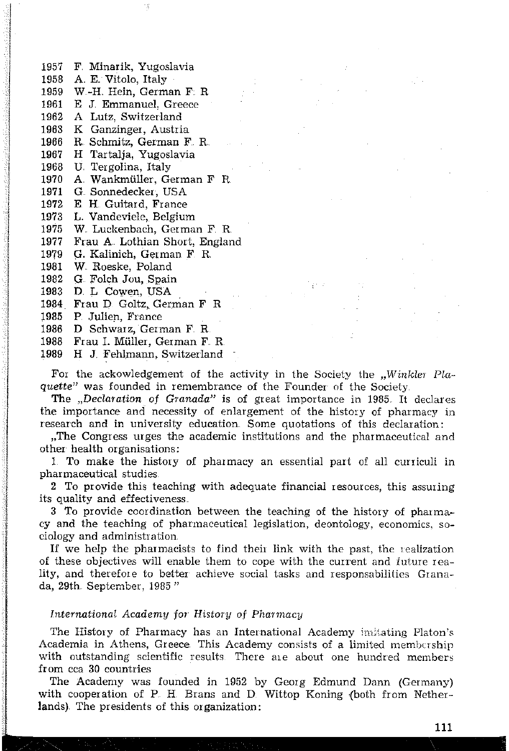1957 F. Minarik, Yugoslavia
1958 A. E. Vitolo, Italy
1959 W.-H. Hein, German F. R
1961 E. J. Emmanuel, Greece
1962 A. Lutz, Switzerland
1963 K. Ganzinger, Austria
1966 R. Schmitz, German F. R.
1967 H. Tartalja, Yugoslavia
1968 U. Tergolina, Italy
1970 A. Wankmüller, German F. R.
1971 G. Sonnedecker, USA
1972 E. H. Guitard, France
1973 L. Vandeviele, Belgium
1975 W. Luckenbach, German F. R.
1977 Frau A. Lothian Short, England
1979 G. Kalinich, German F. R.
1981 W. Roeske, Poland
1982 G. Folch Jou, Spain
1983 D. L. Cowen, USA
1984 Frau D. Goltz, German F. R
1985 P. Julien, France
1986 D. Schwarz, German F. R.
1988 Frau I. Müller, German F. R.
1989 H. J. Fehlmann, Switzerland

For the ackowledgement of the activity in the Society the „*Winkler Plaquette*" was founded in remembrance of the Founder of the Society.

The „*Declaration of Granada*" is of great importance in 1985. It declares the importance and necessity of enlargement of the history of pharmacy in research and in university education. Some quotations of this declaration:

„The Congress urges the academic institutions and the pharmaceutical and other health organisations:

1. To make the history of pharmacy an essential part of all curriculi in pharmaceutical studies.

2. To provide this teaching with adequate financial resources, this assuring its quality and effectiveness.

3. To provide coordination between the teaching of the history of pharmacy and the teaching of pharmaceutical legislation, deontology, economics, sociology and administration.

If we help the pharmacists to find their link with the past, the realization of these objectives will enable them to cope with the current and future reality, and therefore to better achieve social tasks and responsabilities Granada, 29th. September, 1985."

*International Academy for History of Pharmacy*

The History of Pharmacy has an International Academy imitating Platon's Academia in Athens, Greece. This Academy consists of a limited membership with outstanding scientific results. There are about one hundred members from cca 30 countries.

The Academy was founded in 1952 by Georg Edmund Dann (Germany) with cooperation of P. H. Brans and D. Wittop Koning (both from Netherlands). The presidents of this organization: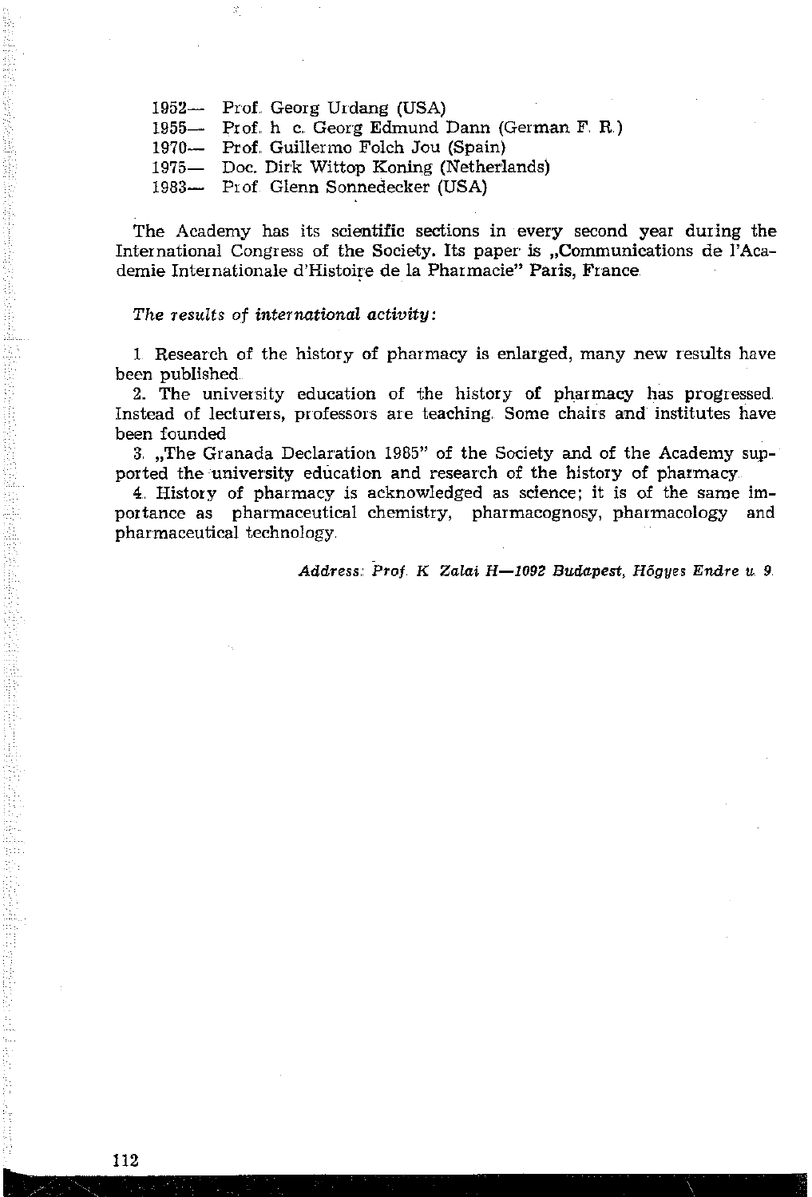1952— Prof. Georg Urdang (USA)
1955— Prof. h. c. Georg Edmund Dann (German F. R.)
1970— Prof. Guillermo Folch Jou (Spain)
1975— Doc. Dirk Wittop Koning (Netherlands)
1983— Prof. Glenn Sonnedecker (USA)

The Academy has its scientific sections in every second year during the International Congress of the Society. Its paper is „Communications de l'Academie Internationale d'Histoire de la Pharmacie" Paris, France.

*The results of international activity:*

1. Research of the history of pharmacy is enlarged, many new results have been published.

2. The university education of the history of pharmacy has progressed. Instead of lecturers, professors are teaching. Some chairs and institutes have been founded.

3. „The Granada Declaration 1985" of the Society and of the Academy supported the university education and research of the history of pharmacy.

4. History of pharmacy is acknowledged as science; it is of the same importance as pharmaceutical chemistry, pharmacognosy, pharmacology and pharmaceutical technology.

*Address: Prof. K. Zalai H—1092 Budapest, Hőgyes Endre u. 9.*